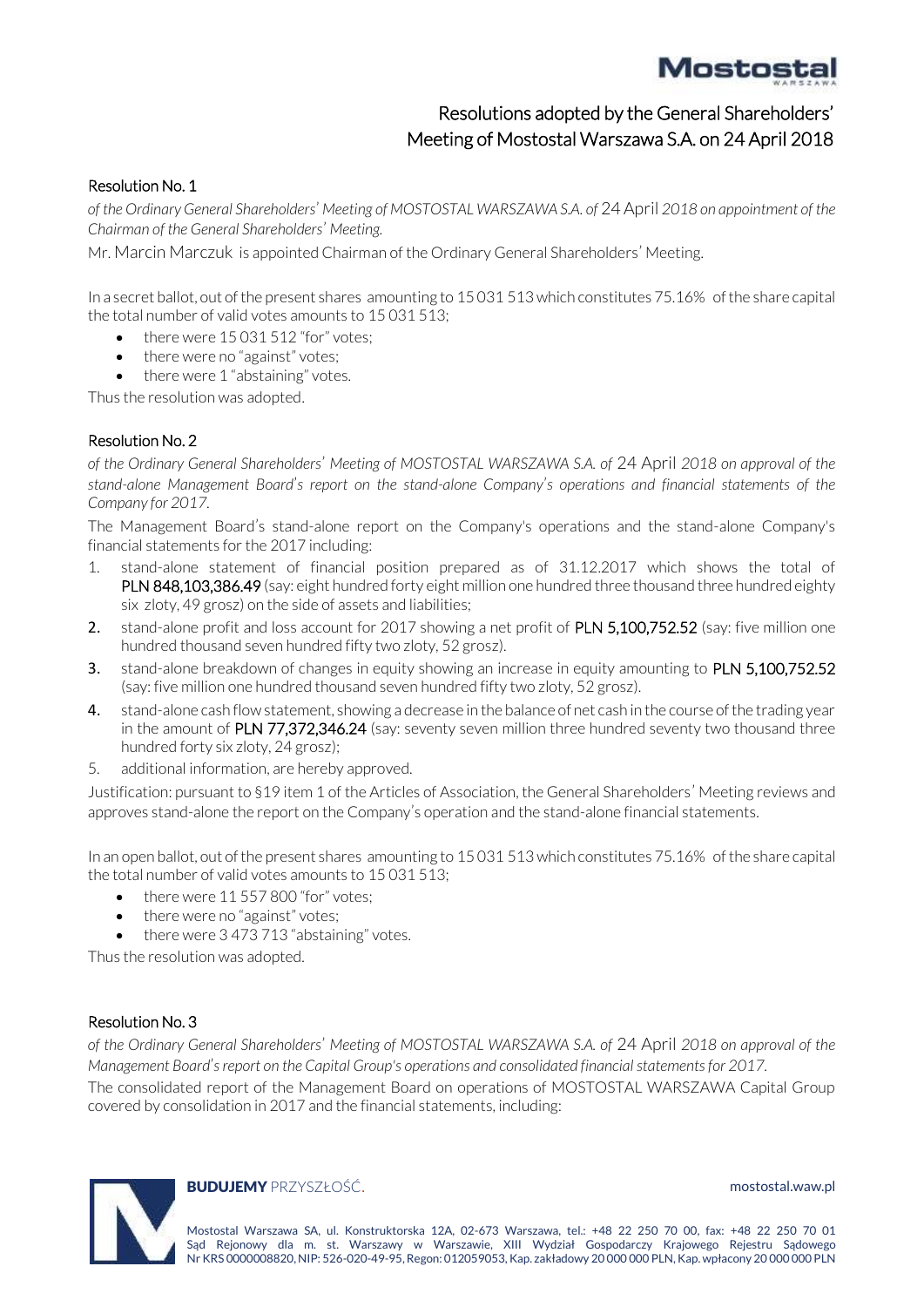# Resolutions adopted by the General Shareholders' Meeting of Mostostal Warszawa S.A. on 24 April 2018

## Resolution No. 1

*of the Ordinary General Shareholders' Meeting of MOSTOSTAL WARSZAWA S.A. of* 24 April *2018 on appointment of the Chairman of the General Shareholders' Meeting.*

Mr. Marcin Marczuk is appointed Chairman of the Ordinary General Shareholders' Meeting.

In a secret ballot, out of the present shares amounting to 15 031 513 which constitutes 75.16% of the share capital the total number of valid votes amounts to 15 031 513;

- there were 15 031 512 "for" votes;
- there were no "against" votes;
- there were 1 "abstaining" votes.

Thus the resolution was adopted.

## Resolution No. 2

*of the Ordinary General Shareholders' Meeting of MOSTOSTAL WARSZAWA S.A. of* 24 April *2018 on approval of the stand-alone Management Board's report on the stand-alone Company's operations and financial statements of the Company for 2017.*

The Management Board's stand-alone report on the Company's operations and the stand-alone Company's financial statements for the 2017 including:

1. stand-alone statement of financial position prepared as of 31.12.2017 which shows the total of PLN 848,103,386.49 (say: eight hundred forty eight million one hundred three thousand three hundred eighty six zloty, 49 grosz) on the side of assets and liabilities;
2. stand-alone profit and loss account for 2017 showing a net profit of PLN 5,100,752.52 (say: five million one hundred thousand seven hundred fifty two zloty, 52 grosz).
3. stand-alone breakdown of changes in equity showing an increase in equity amounting to PLN 5,100,752.52 (say: five million one hundred thousand seven hundred fifty two zloty, 52 grosz).
4. stand-alone cash flow statement, showing a decrease in the balance of net cash in the course of the trading year in the amount of PLN 77,372,346.24 (say: seventy seven million three hundred seventy two thousand three hundred forty six zloty, 24 grosz);
5. additional information, are hereby approved.

Justification: pursuant to §19 item 1 of the Articles of Association, the General Shareholders' Meeting reviews and approves stand-alone the report on the Company's operation and the stand-alone financial statements.

In an open ballot, out of the present shares amounting to 15 031 513 which constitutes 75.16% of the share capital the total number of valid votes amounts to 15 031 513;

- there were 11 557 800 "for" votes;
- there were no "against" votes;
- there were 3 473 713 "abstaining" votes.

Thus the resolution was adopted.

## Resolution No. 3

*of the Ordinary General Shareholders' Meeting of MOSTOSTAL WARSZAWA S.A. of* 24 April *2018 on approval of the Management Board's report on the Capital Group's operations and consolidated financial statements for 2017.*

The consolidated report of the Management Board on operations of MOSTOSTAL WARSZAWA Capital Group covered by consolidation in 2017 and the financial statements, including: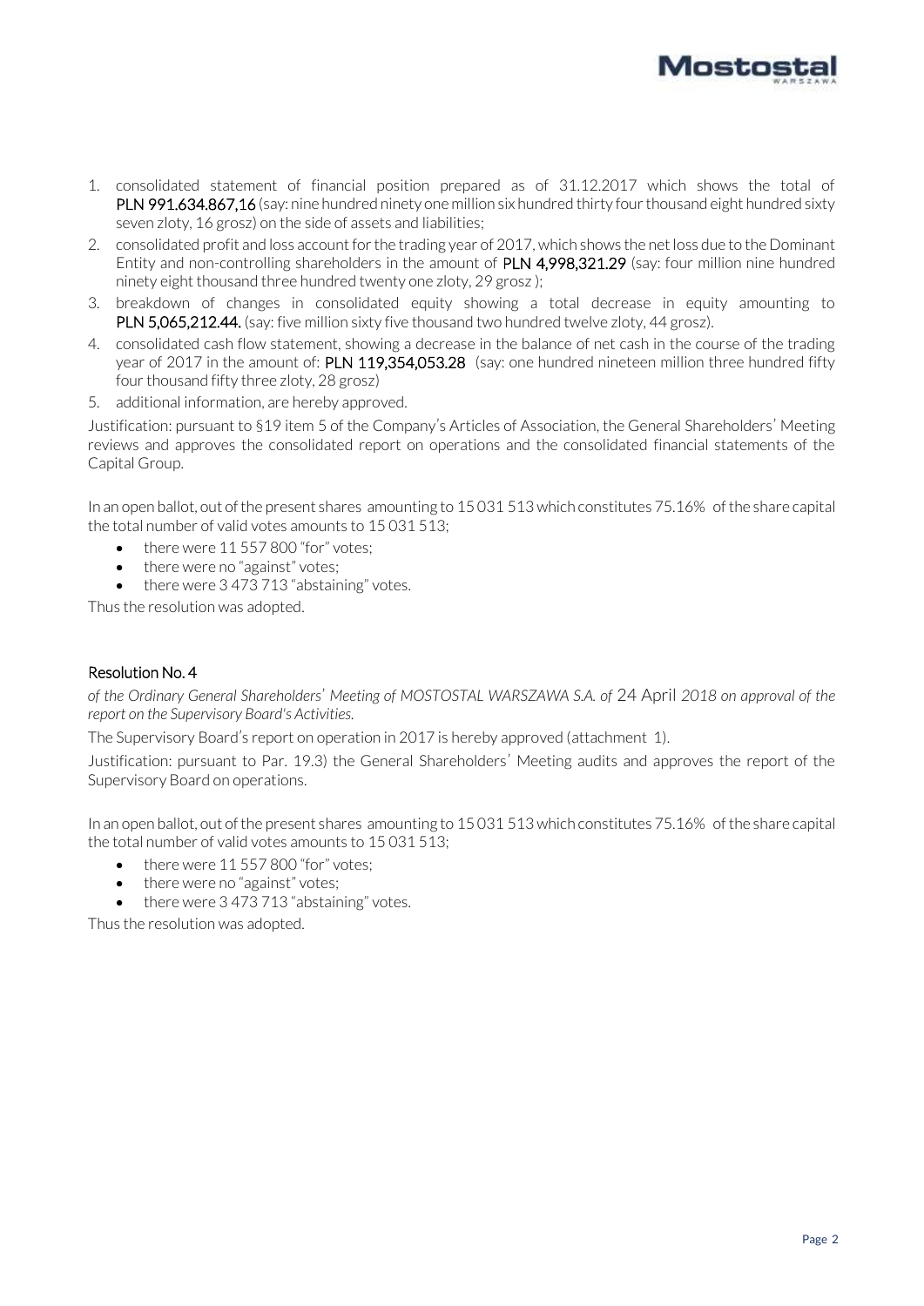1. consolidated statement of financial position prepared as of 31.12.2017 which shows the total of **PLN 991.634.867,16** (say: nine hundred ninety one million six hundred thirty four thousand eight hundred sixty seven zloty, 16 grosz) on the side of assets and liabilities;
2. consolidated profit and loss account for the trading year of 2017, which shows the net loss due to the Dominant Entity and non-controlling shareholders in the amount of **PLN 4,998,321.29** (say: four million nine hundred ninety eight thousand three hundred twenty one zloty, 29 grosz );
3. breakdown of changes in consolidated equity showing a total decrease in equity amounting to **PLN 5,065,212.44.** (say: five million sixty five thousand two hundred twelve zloty, 44 grosz).
4. consolidated cash flow statement, showing a decrease in the balance of net cash in the course of the trading year of 2017 in the amount of: **PLN 119,354,053.28** (say: one hundred nineteen million three hundred fifty four thousand fifty three zloty, 28 grosz)
5. additional information, are hereby approved.

Justification: pursuant to §19 item 5 of the Company's Articles of Association, the General Shareholders' Meeting reviews and approves the consolidated report on operations and the consolidated financial statements of the Capital Group.

In an open ballot, out of the present shares amounting to 15 031 513 which constitutes 75.16% of the share capital the total number of valid votes amounts to 15 031 513;

- there were 11 557 800 "for" votes;
- there were no "against" votes;
- there were 3 473 713 "abstaining" votes.

Thus the resolution was adopted.

## Resolution No. 4

*of the Ordinary General Shareholders' Meeting of MOSTOSTAL WARSZAWA S.A. of* 24 April *2018 on approval of the report on the Supervisory Board's Activities.*

The Supervisory Board's report on operation in 2017 is hereby approved (attachment 1).

Justification: pursuant to Par. 19.3) the General Shareholders' Meeting audits and approves the report of the Supervisory Board on operations.

In an open ballot, out of the present shares amounting to 15 031 513 which constitutes 75.16% of the share capital the total number of valid votes amounts to 15 031 513;

- there were 11 557 800 "for" votes;
- there were no "against" votes;
- there were 3 473 713 "abstaining" votes.

Thus the resolution was adopted.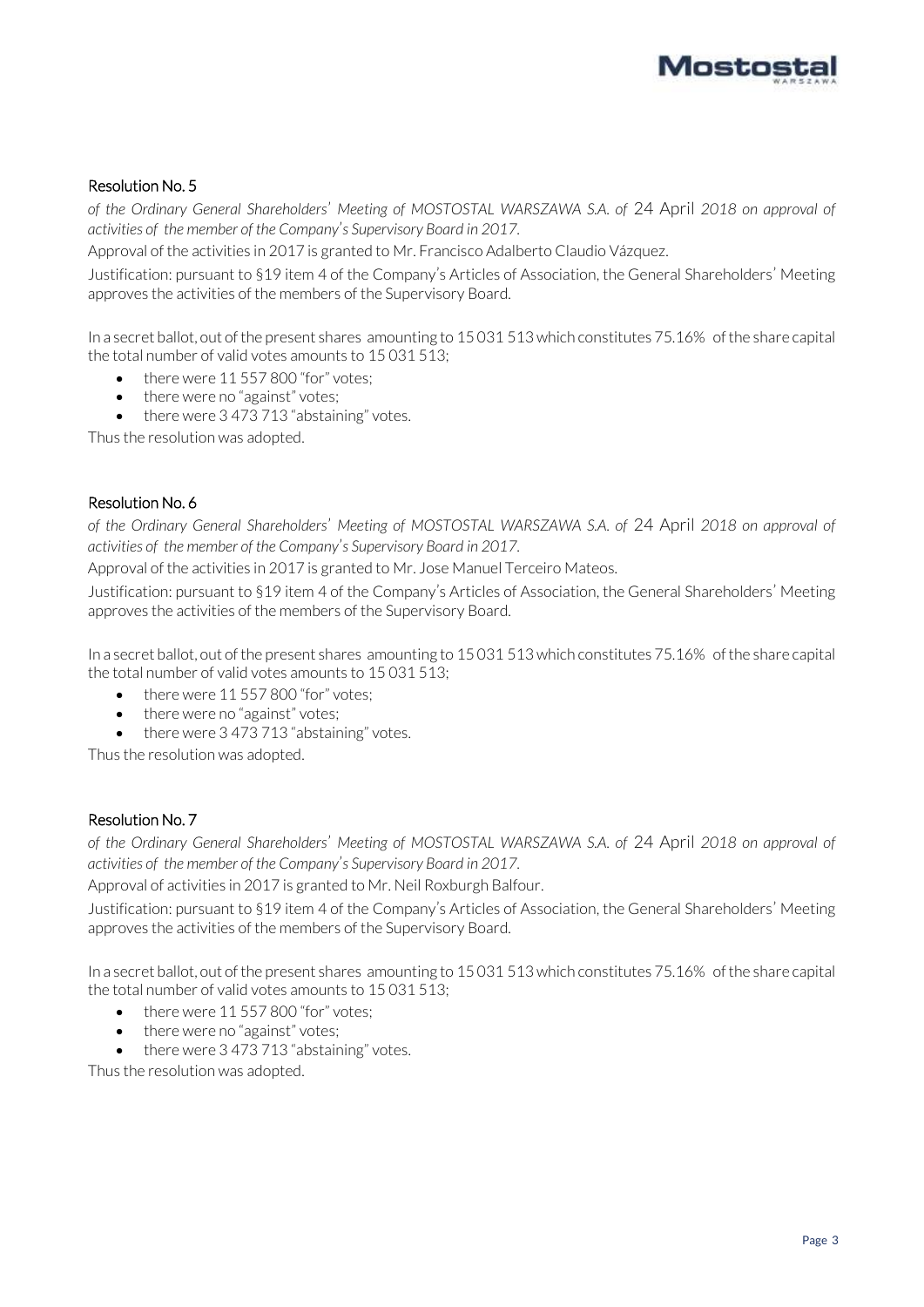### Resolution No. 5

*of the Ordinary General Shareholders' Meeting of MOSTOSTAL WARSZAWA S.A. of* 24 April *2018 on approval of activities of the member of the Company's Supervisory Board in 2017.*

Approval of the activities in 2017 is granted to Mr. Francisco Adalberto Claudio Vázquez.

Justification: pursuant to §19 item 4 of the Company's Articles of Association, the General Shareholders' Meeting approves the activities of the members of the Supervisory Board.

In a secret ballot, out of the present shares amounting to 15 031 513 which constitutes 75.16% of the share capital the total number of valid votes amounts to 15 031 513;

- there were 11 557 800 "for" votes;
- there were no "against" votes;
- there were 3 473 713 "abstaining" votes.

Thus the resolution was adopted.

### Resolution No. 6

*of the Ordinary General Shareholders' Meeting of MOSTOSTAL WARSZAWA S.A. of* 24 April *2018 on approval of activities of the member of the Company's Supervisory Board in 2017.*

Approval of the activities in 2017 is granted to Mr. Jose Manuel Terceiro Mateos.

Justification: pursuant to §19 item 4 of the Company's Articles of Association, the General Shareholders' Meeting approves the activities of the members of the Supervisory Board.

In a secret ballot, out of the present shares amounting to 15 031 513 which constitutes 75.16% of the share capital the total number of valid votes amounts to 15 031 513;

- there were 11 557 800 "for" votes;
- there were no "against" votes;
- there were 3 473 713 "abstaining" votes.

Thus the resolution was adopted.

### Resolution No. 7

*of the Ordinary General Shareholders' Meeting of MOSTOSTAL WARSZAWA S.A. of* 24 April *2018 on approval of activities of the member of the Company's Supervisory Board in 2017.*

Approval of activities in 2017 is granted to Mr. Neil Roxburgh Balfour.

Justification: pursuant to §19 item 4 of the Company's Articles of Association, the General Shareholders' Meeting approves the activities of the members of the Supervisory Board.

In a secret ballot, out of the present shares amounting to 15 031 513 which constitutes 75.16% of the share capital the total number of valid votes amounts to 15 031 513;

- there were 11 557 800 "for" votes;
- there were no "against" votes;
- there were 3 473 713 "abstaining" votes.

Thus the resolution was adopted.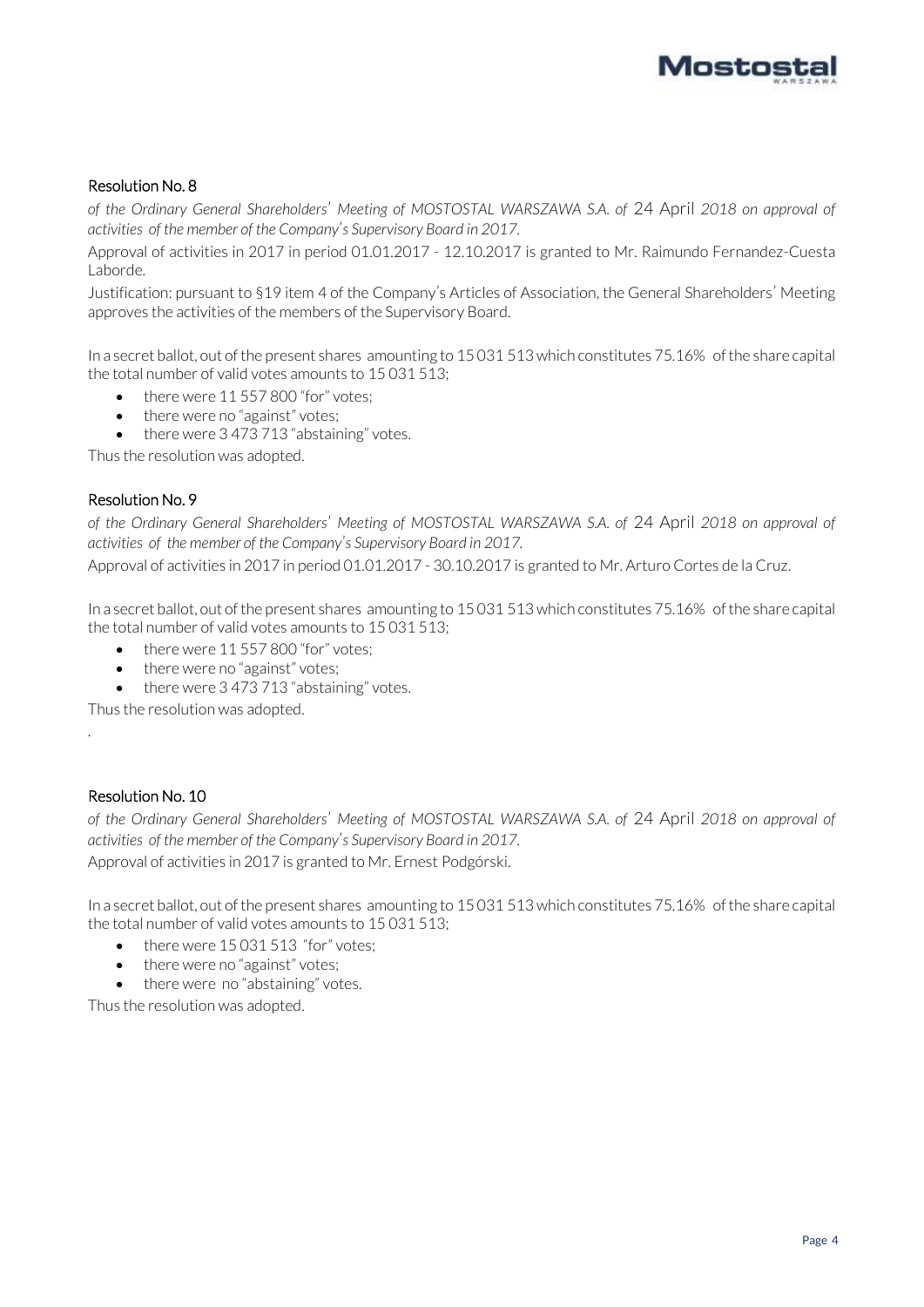### Resolution No. 8

*of the Ordinary General Shareholders' Meeting of MOSTOSTAL WARSZAWA S.A. of* 24 April *2018 on approval of activities of the member of the Company's Supervisory Board in 2017.*

Approval of activities in 2017 in period 01.01.2017 - 12.10.2017 is granted to Mr. Raimundo Fernandez-Cuesta Laborde.

Justification: pursuant to §19 item 4 of the Company's Articles of Association, the General Shareholders' Meeting approves the activities of the members of the Supervisory Board.

In a secret ballot, out of the present shares amounting to 15 031 513 which constitutes 75.16% of the share capital the total number of valid votes amounts to 15 031 513;

- there were 11 557 800 "for" votes;
- there were no "against" votes;
- there were 3 473 713 "abstaining" votes.

Thus the resolution was adopted.

### Resolution No. 9

*of the Ordinary General Shareholders' Meeting of MOSTOSTAL WARSZAWA S.A. of* 24 April *2018 on approval of activities of the member of the Company's Supervisory Board in 2017.*

Approval of activities in 2017 in period 01.01.2017 - 30.10.2017 is granted to Mr. Arturo Cortes de la Cruz.

In a secret ballot, out of the present shares amounting to 15 031 513 which constitutes 75.16% of the share capital the total number of valid votes amounts to 15 031 513;

- there were 11 557 800 "for" votes;
- there were no "against" votes;
- there were 3 473 713 "abstaining" votes.

Thus the resolution was adopted.

.

### Resolution No. 10

*of the Ordinary General Shareholders' Meeting of MOSTOSTAL WARSZAWA S.A. of* 24 April *2018 on approval of activities of the member of the Company's Supervisory Board in 2017.*

Approval of activities in 2017 is granted to Mr. Ernest Podgórski.

In a secret ballot, out of the present shares amounting to 15 031 513 which constitutes 75.16% of the share capital the total number of valid votes amounts to 15 031 513;

- there were 15 031 513 "for" votes;
- there were no "against" votes;
- there were no "abstaining" votes.

Thus the resolution was adopted.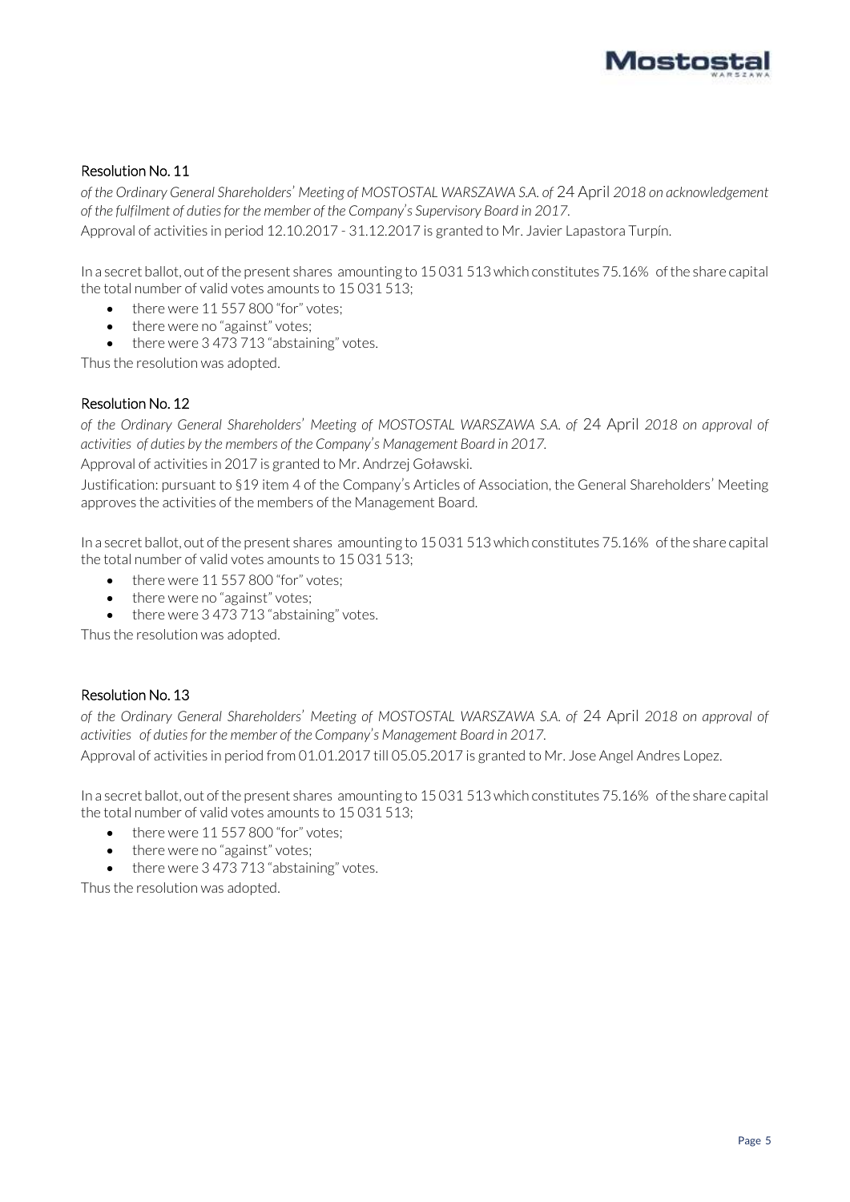### Resolution No. 11

*of the Ordinary General Shareholders' Meeting of MOSTOSTAL WARSZAWA S.A. of* 24 April *2018 on acknowledgement of the fulfilment of duties for the member of the Company's Supervisory Board in 2017.*

Approval of activities in period 12.10.2017 - 31.12.2017 is granted to Mr. Javier Lapastora Turpín.

In a secret ballot, out of the present shares amounting to 15 031 513 which constitutes 75.16% of the share capital the total number of valid votes amounts to 15 031 513;

- there were 11 557 800 "for" votes;
- there were no "against" votes;
- there were 3 473 713 "abstaining" votes.

Thus the resolution was adopted.

### Resolution No. 12

*of the Ordinary General Shareholders' Meeting of MOSTOSTAL WARSZAWA S.A. of* 24 April *2018 on approval of activities of duties by the members of the Company's Management Board in 2017.*

Approval of activities in 2017 is granted to Mr. Andrzej Goławski.

Justification: pursuant to §19 item 4 of the Company's Articles of Association, the General Shareholders' Meeting approves the activities of the members of the Management Board.

In a secret ballot, out of the present shares amounting to 15 031 513 which constitutes 75.16% of the share capital the total number of valid votes amounts to 15 031 513;

- there were 11 557 800 "for" votes;
- there were no "against" votes;
- there were 3 473 713 "abstaining" votes.

Thus the resolution was adopted.

### Resolution No. 13

*of the Ordinary General Shareholders' Meeting of MOSTOSTAL WARSZAWA S.A. of* 24 April *2018 on approval of activities of duties for the member of the Company's Management Board in 2017.*

Approval of activities in period from 01.01.2017 till 05.05.2017 is granted to Mr. Jose Angel Andres Lopez.

In a secret ballot, out of the present shares amounting to 15 031 513 which constitutes 75.16% of the share capital the total number of valid votes amounts to 15 031 513;

- there were 11 557 800 "for" votes;
- there were no "against" votes;
- there were 3 473 713 "abstaining" votes.

Thus the resolution was adopted.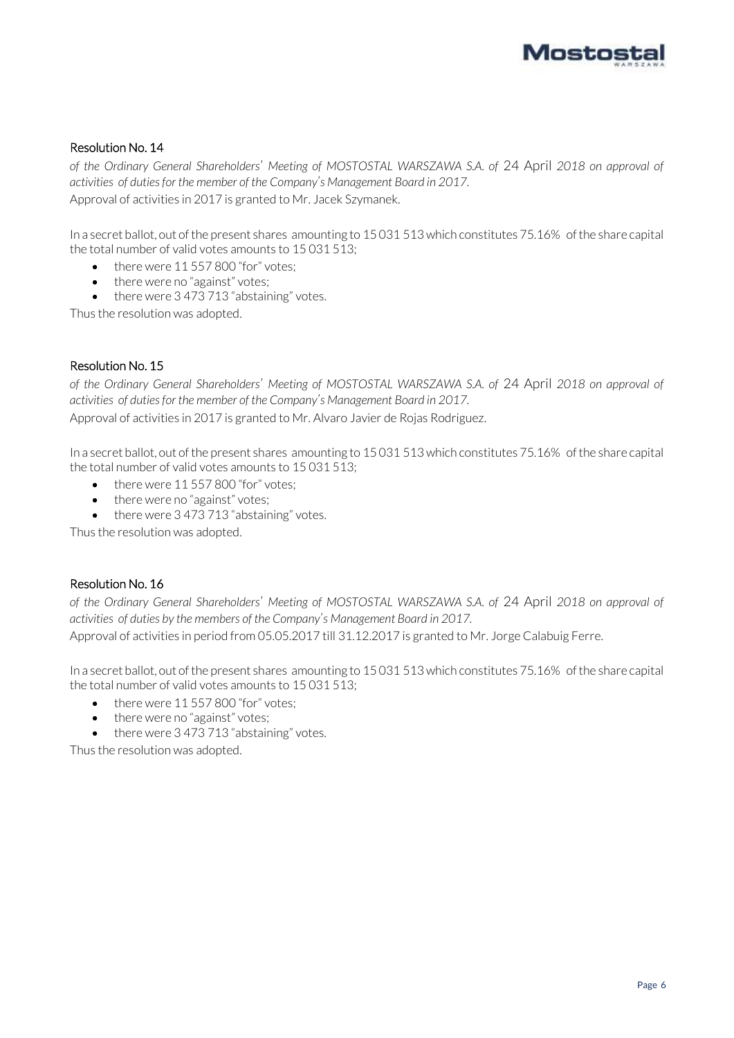## Resolution No. 14

*of the Ordinary General Shareholders' Meeting of MOSTOSTAL WARSZAWA S.A. of* 24 April *2018 on approval of activities of duties for the member of the Company's Management Board in 2017.*

Approval of activities in 2017 is granted to Mr. Jacek Szymanek.

In a secret ballot, out of the present shares amounting to 15 031 513 which constitutes 75.16% of the share capital the total number of valid votes amounts to 15 031 513;

- there were 11 557 800 "for" votes;
- there were no "against" votes;
- there were 3 473 713 "abstaining" votes.

Thus the resolution was adopted.

## Resolution No. 15

*of the Ordinary General Shareholders' Meeting of MOSTOSTAL WARSZAWA S.A. of* 24 April *2018 on approval of activities of duties for the member of the Company's Management Board in 2017.*

Approval of activities in 2017 is granted to Mr. Alvaro Javier de Rojas Rodriguez.

In a secret ballot, out of the present shares amounting to 15 031 513 which constitutes 75.16% of the share capital the total number of valid votes amounts to 15 031 513;

- there were 11 557 800 "for" votes;
- there were no "against" votes;
- there were 3 473 713 "abstaining" votes.

Thus the resolution was adopted.

## Resolution No. 16

*of the Ordinary General Shareholders' Meeting of MOSTOSTAL WARSZAWA S.A. of* 24 April *2018 on approval of activities of duties by the members of the Company's Management Board in 2017.*

Approval of activities in period from 05.05.2017 till 31.12.2017 is granted to Mr. Jorge Calabuig Ferre.

In a secret ballot, out of the present shares amounting to 15 031 513 which constitutes 75.16% of the share capital the total number of valid votes amounts to 15 031 513;

- there were 11 557 800 "for" votes;
- there were no "against" votes;
- there were 3 473 713 "abstaining" votes.

Thus the resolution was adopted.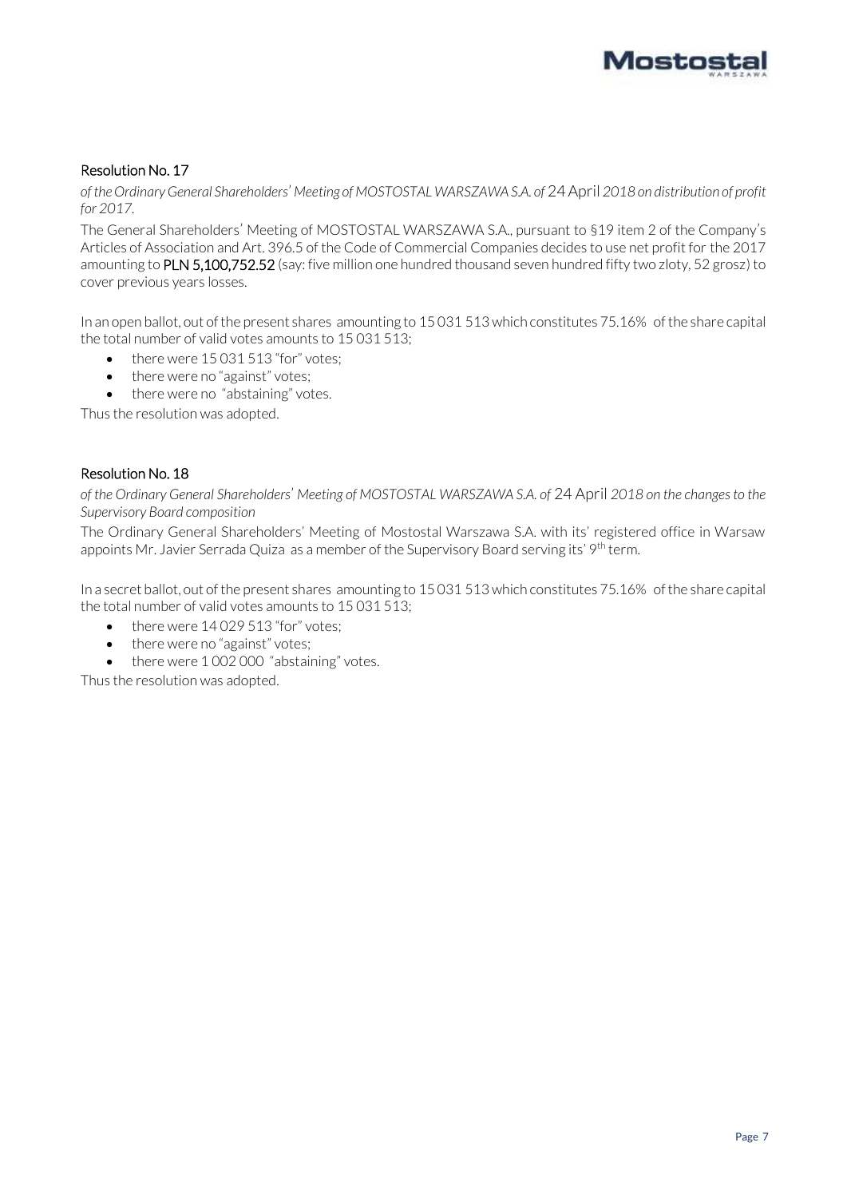## Resolution No. 17

*of the Ordinary General Shareholders' Meeting of MOSTOSTAL WARSZAWA S.A. of* 24 April *2018 on distribution of profit for 2017.*

The General Shareholders' Meeting of MOSTOSTAL WARSZAWA S.A., pursuant to §19 item 2 of the Company's Articles of Association and Art. 396.5 of the Code of Commercial Companies decides to use net profit for the 2017 amounting to PLN 5,100,752.52 (say: five million one hundred thousand seven hundred fifty two zloty, 52 grosz) to cover previous years losses.

In an open ballot, out of the present shares amounting to 15 031 513 which constitutes 75.16% of the share capital the total number of valid votes amounts to 15 031 513;

- there were 15 031 513 "for" votes;
- there were no "against" votes;
- there were no "abstaining" votes.

Thus the resolution was adopted.

## Resolution No. 18

*of the Ordinary General Shareholders' Meeting of MOSTOSTAL WARSZAWA S.A. of* 24 April *2018 on the changes to the Supervisory Board composition*

The Ordinary General Shareholders' Meeting of Mostostal Warszawa S.A. with its' registered office in Warsaw appoints Mr. Javier Serrada Quiza as a member of the Supervisory Board serving its' 9th term.

In a secret ballot, out of the present shares amounting to 15 031 513 which constitutes 75.16% of the share capital the total number of valid votes amounts to 15 031 513;

- there were 14 029 513 "for" votes;
- there were no "against" votes;
- there were 1 002 000 "abstaining" votes.

Thus the resolution was adopted.